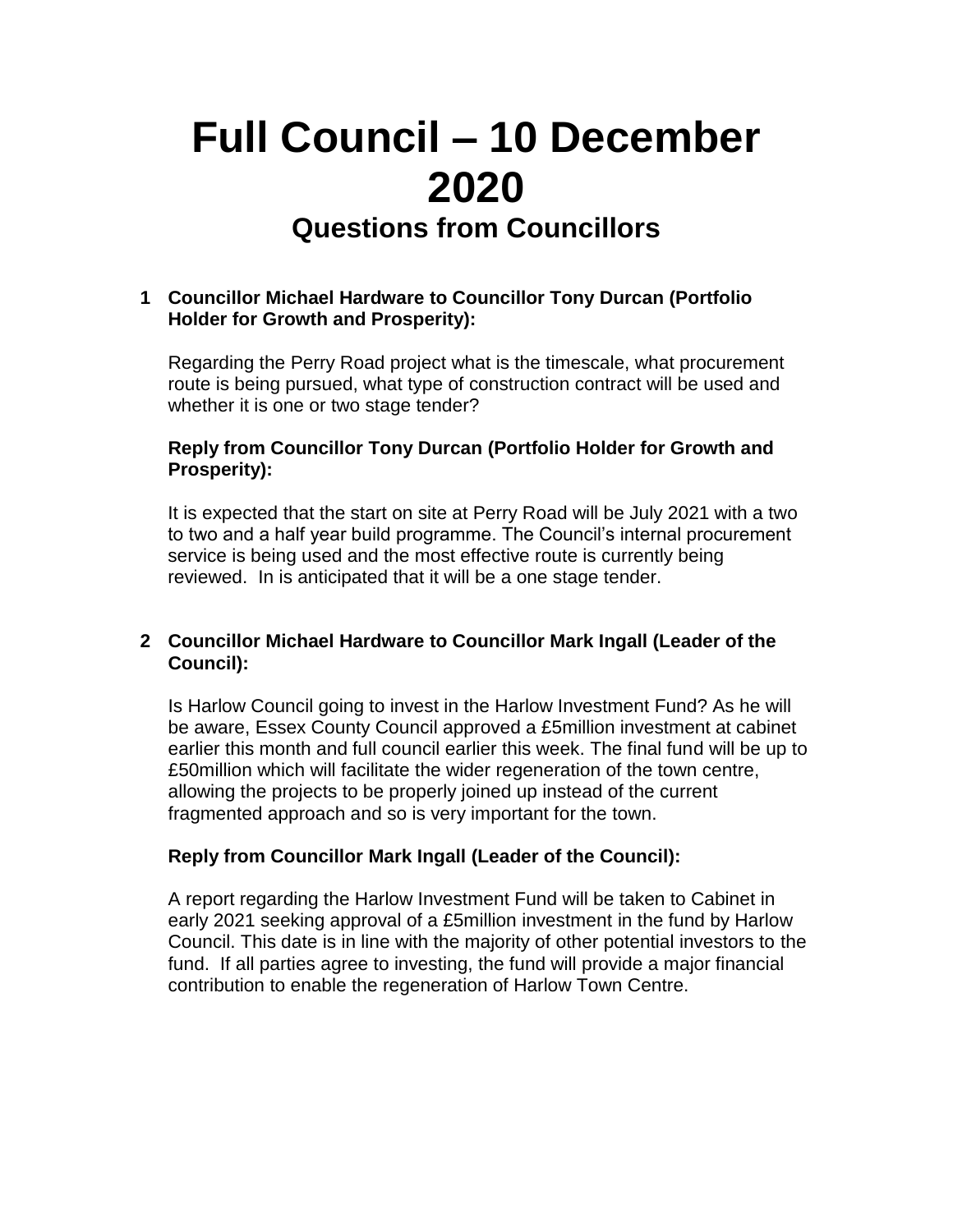# Full Council – 10 December 2020

## Questions from Councillors

**1 Councillor Michael Hardware to Councillor Tony Durcan (Portfolio Holder for Growth and Prosperity):**

Regarding the Perry Road project what is the timescale, what procurement route is being pursued, what type of construction contract will be used and whether it is one or two stage tender?

**Reply from Councillor Tony Durcan (Portfolio Holder for Growth and Prosperity):**

It is expected that the start on site at Perry Road will be July 2021 with a two to two and a half year build programme. The Council's internal procurement service is being used and the most effective route is currently being reviewed. In is anticipated that it will be a one stage tender.

**2 Councillor Michael Hardware to Councillor Mark Ingall (Leader of the Council):**

Is Harlow Council going to invest in the Harlow Investment Fund? As he will be aware, Essex County Council approved a £5million investment at cabinet earlier this month and full council earlier this week. The final fund will be up to £50million which will facilitate the wider regeneration of the town centre, allowing the projects to be properly joined up instead of the current fragmented approach and so is very important for the town.

**Reply from Councillor Mark Ingall (Leader of the Council):**

A report regarding the Harlow Investment Fund will be taken to Cabinet in early 2021 seeking approval of a £5million investment in the fund by Harlow Council. This date is in line with the majority of other potential investors to the fund. If all parties agree to investing, the fund will provide a major financial contribution to enable the regeneration of Harlow Town Centre.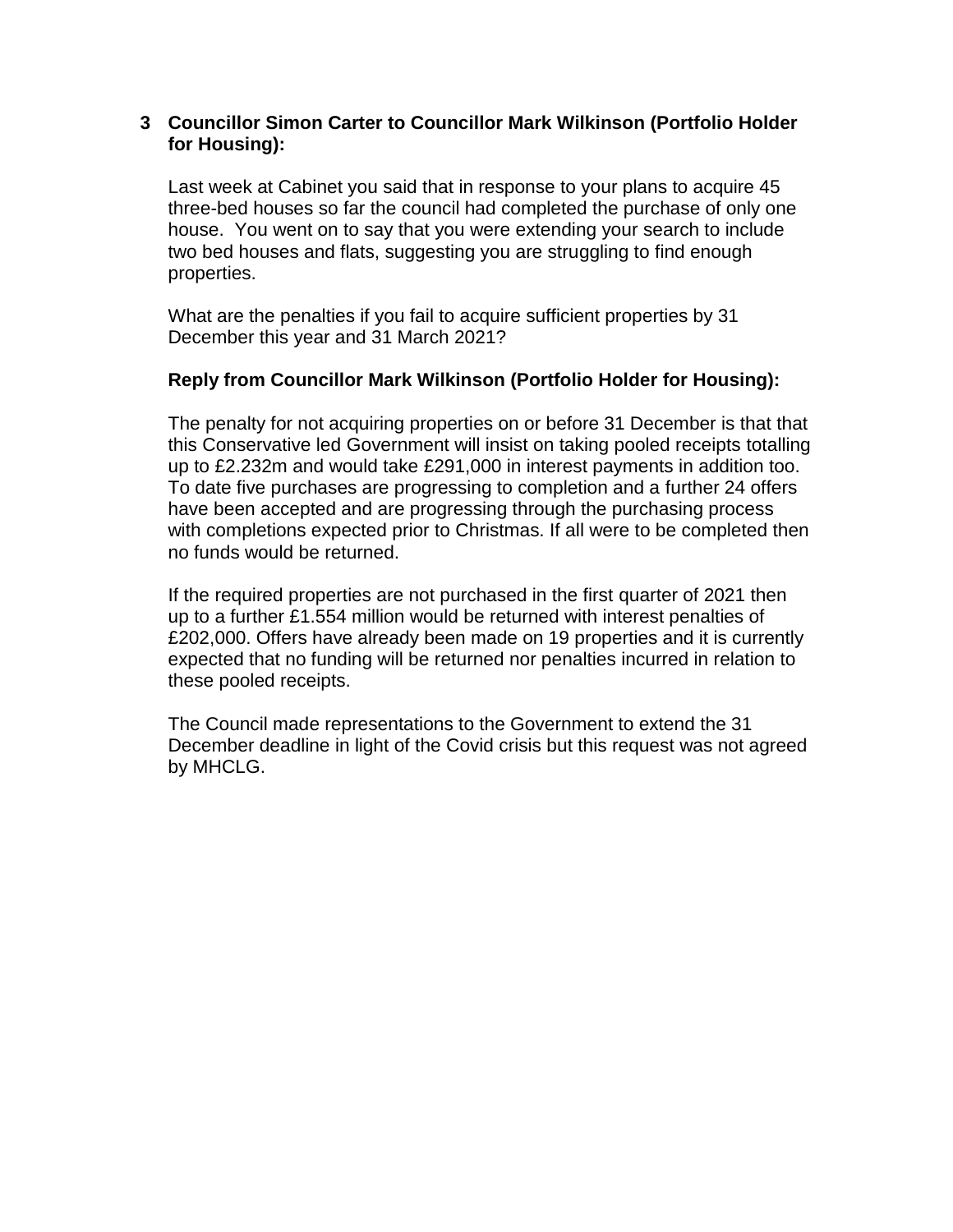**3 Councillor Simon Carter to Councillor Mark Wilkinson (Portfolio Holder for Housing):**

Last week at Cabinet you said that in response to your plans to acquire 45 three-bed houses so far the council had completed the purchase of only one house. You went on to say that you were extending your search to include two bed houses and flats, suggesting you are struggling to find enough properties.

What are the penalties if you fail to acquire sufficient properties by 31 December this year and 31 March 2021?

**Reply from Councillor Mark Wilkinson (Portfolio Holder for Housing):**

The penalty for not acquiring properties on or before 31 December is that that this Conservative led Government will insist on taking pooled receipts totalling up to £2.232m and would take £291,000 in interest payments in addition too. To date five purchases are progressing to completion and a further 24 offers have been accepted and are progressing through the purchasing process with completions expected prior to Christmas. If all were to be completed then no funds would be returned.

If the required properties are not purchased in the first quarter of 2021 then up to a further £1.554 million would be returned with interest penalties of £202,000. Offers have already been made on 19 properties and it is currently expected that no funding will be returned nor penalties incurred in relation to these pooled receipts.

The Council made representations to the Government to extend the 31 December deadline in light of the Covid crisis but this request was not agreed by MHCLG.